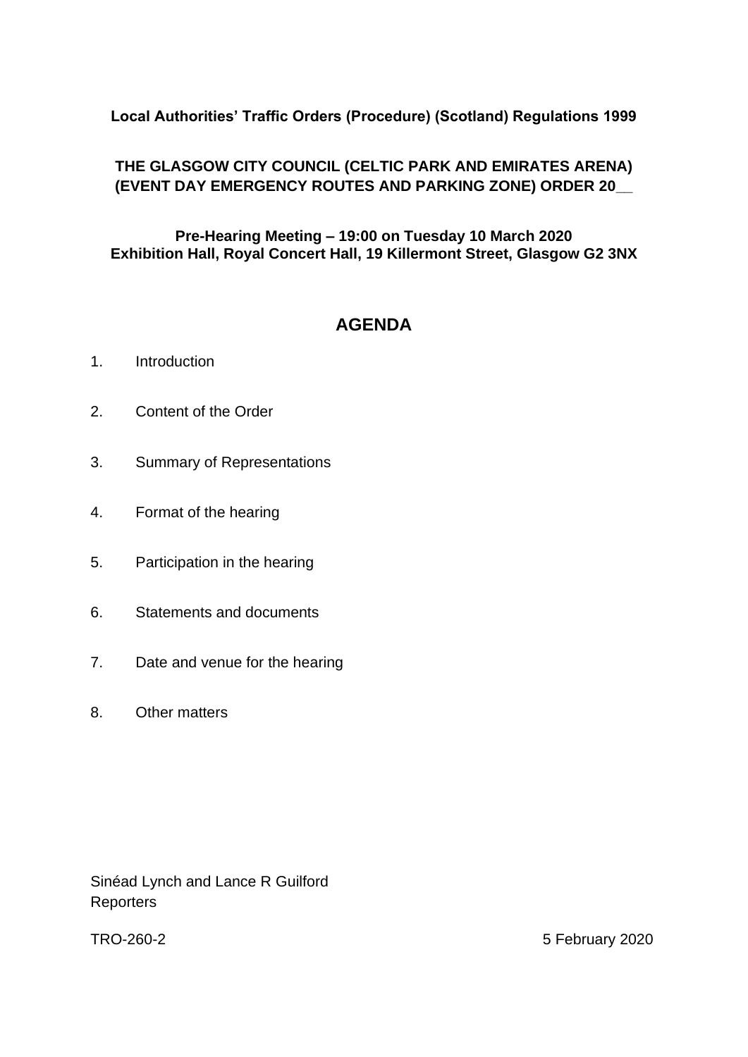**Local Authorities' Traffic Orders (Procedure) (Scotland) Regulations 1999**

**THE GLASGOW CITY COUNCIL (CELTIC PARK AND EMIRATES ARENA) (EVENT DAY EMERGENCY ROUTES AND PARKING ZONE) ORDER 20__**

**Pre-Hearing Meeting – 19:00 on Tuesday 10 March 2020**
**Exhibition Hall, Royal Concert Hall, 19 Killermont Street, Glasgow G2 3NX**

## AGENDA

1. Introduction
2. Content of the Order
3. Summary of Representations
4. Format of the hearing
5. Participation in the hearing
6. Statements and documents
7. Date and venue for the hearing
8. Other matters

Sinéad Lynch and Lance R Guilford
Reporters

TRO-260-2

5 February 2020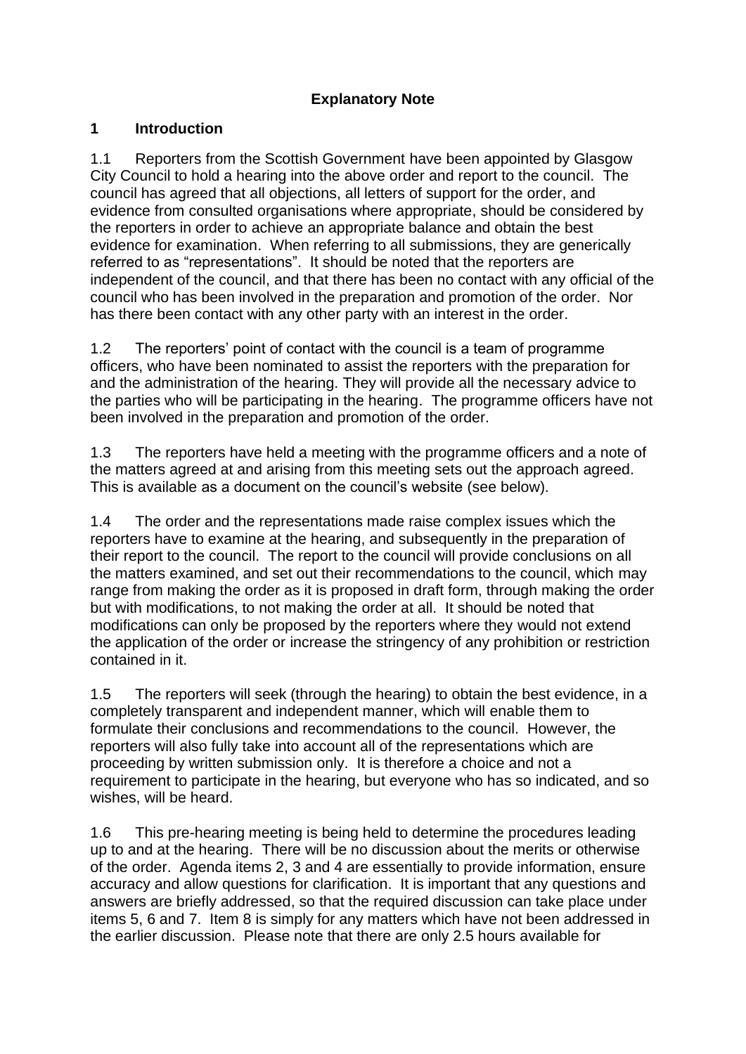**Explanatory Note**

## 1 Introduction

1.1 Reporters from the Scottish Government have been appointed by Glasgow City Council to hold a hearing into the above order and report to the council. The council has agreed that all objections, all letters of support for the order, and evidence from consulted organisations where appropriate, should be considered by the reporters in order to achieve an appropriate balance and obtain the best evidence for examination. When referring to all submissions, they are generically referred to as "representations". It should be noted that the reporters are independent of the council, and that there has been no contact with any official of the council who has been involved in the preparation and promotion of the order. Nor has there been contact with any other party with an interest in the order.

1.2 The reporters' point of contact with the council is a team of programme officers, who have been nominated to assist the reporters with the preparation for and the administration of the hearing. They will provide all the necessary advice to the parties who will be participating in the hearing. The programme officers have not been involved in the preparation and promotion of the order.

1.3 The reporters have held a meeting with the programme officers and a note of the matters agreed at and arising from this meeting sets out the approach agreed. This is available as a document on the council's website (see below).

1.4 The order and the representations made raise complex issues which the reporters have to examine at the hearing, and subsequently in the preparation of their report to the council. The report to the council will provide conclusions on all the matters examined, and set out their recommendations to the council, which may range from making the order as it is proposed in draft form, through making the order but with modifications, to not making the order at all. It should be noted that modifications can only be proposed by the reporters where they would not extend the application of the order or increase the stringency of any prohibition or restriction contained in it.

1.5 The reporters will seek (through the hearing) to obtain the best evidence, in a completely transparent and independent manner, which will enable them to formulate their conclusions and recommendations to the council. However, the reporters will also fully take into account all of the representations which are proceeding by written submission only. It is therefore a choice and not a requirement to participate in the hearing, but everyone who has so indicated, and so wishes, will be heard.

1.6 This pre-hearing meeting is being held to determine the procedures leading up to and at the hearing. There will be no discussion about the merits or otherwise of the order. Agenda items 2, 3 and 4 are essentially to provide information, ensure accuracy and allow questions for clarification. It is important that any questions and answers are briefly addressed, so that the required discussion can take place under items 5, 6 and 7. Item 8 is simply for any matters which have not been addressed in the earlier discussion. Please note that there are only 2.5 hours available for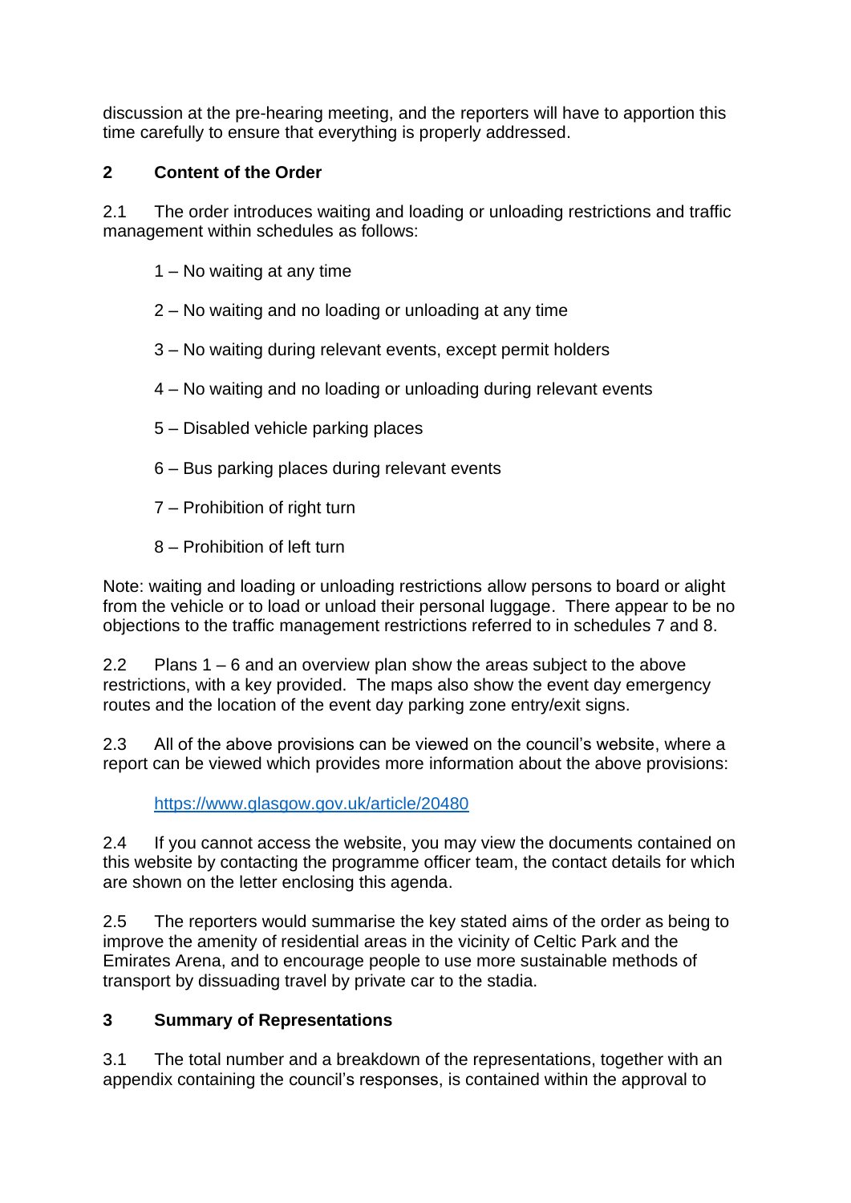discussion at the pre-hearing meeting, and the reporters will have to apportion this time carefully to ensure that everything is properly addressed.

## 2 Content of the Order

2.1 The order introduces waiting and loading or unloading restrictions and traffic management within schedules as follows:

1 – No waiting at any time

2 – No waiting and no loading or unloading at any time

3 – No waiting during relevant events, except permit holders

4 – No waiting and no loading or unloading during relevant events

5 – Disabled vehicle parking places

6 – Bus parking places during relevant events

7 – Prohibition of right turn

8 – Prohibition of left turn

Note: waiting and loading or unloading restrictions allow persons to board or alight from the vehicle or to load or unload their personal luggage. There appear to be no objections to the traffic management restrictions referred to in schedules 7 and 8.

2.2 Plans 1 – 6 and an overview plan show the areas subject to the above restrictions, with a key provided. The maps also show the event day emergency routes and the location of the event day parking zone entry/exit signs.

2.3 All of the above provisions can be viewed on the council's website, where a report can be viewed which provides more information about the above provisions:

https://www.glasgow.gov.uk/article/20480

2.4 If you cannot access the website, you may view the documents contained on this website by contacting the programme officer team, the contact details for which are shown on the letter enclosing this agenda.

2.5 The reporters would summarise the key stated aims of the order as being to improve the amenity of residential areas in the vicinity of Celtic Park and the Emirates Arena, and to encourage people to use more sustainable methods of transport by dissuading travel by private car to the stadia.

## 3 Summary of Representations

3.1 The total number and a breakdown of the representations, together with an appendix containing the council's responses, is contained within the approval to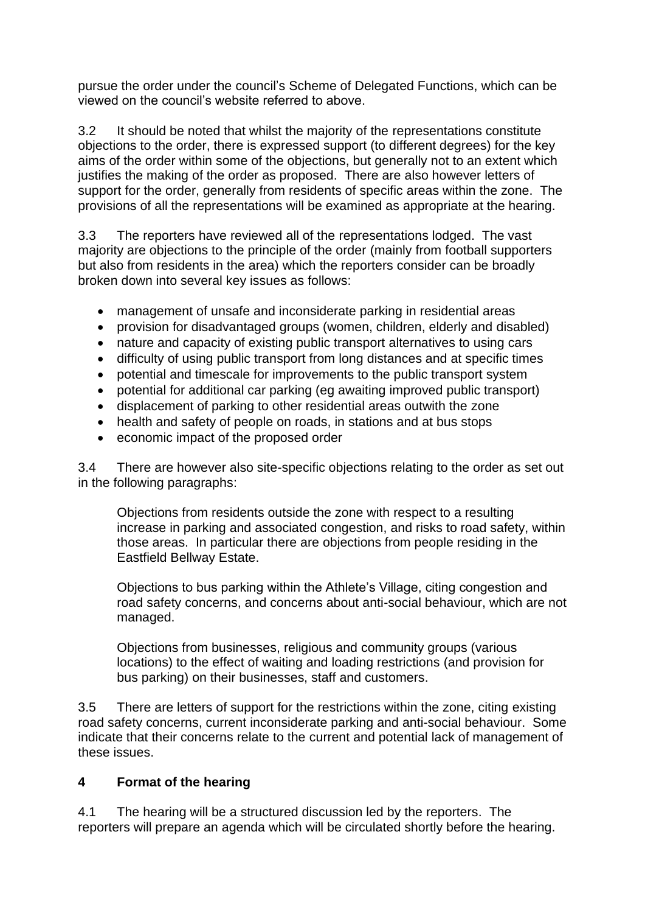pursue the order under the council's Scheme of Delegated Functions, which can be viewed on the council's website referred to above.

3.2 It should be noted that whilst the majority of the representations constitute objections to the order, there is expressed support (to different degrees) for the key aims of the order within some of the objections, but generally not to an extent which justifies the making of the order as proposed. There are also however letters of support for the order, generally from residents of specific areas within the zone. The provisions of all the representations will be examined as appropriate at the hearing.

3.3 The reporters have reviewed all of the representations lodged. The vast majority are objections to the principle of the order (mainly from football supporters but also from residents in the area) which the reporters consider can be broadly broken down into several key issues as follows:

- management of unsafe and inconsiderate parking in residential areas
- provision for disadvantaged groups (women, children, elderly and disabled)
- nature and capacity of existing public transport alternatives to using cars
- difficulty of using public transport from long distances and at specific times
- potential and timescale for improvements to the public transport system
- potential for additional car parking (eg awaiting improved public transport)
- displacement of parking to other residential areas outwith the zone
- health and safety of people on roads, in stations and at bus stops
- economic impact of the proposed order

3.4 There are however also site-specific objections relating to the order as set out in the following paragraphs:

Objections from residents outside the zone with respect to a resulting increase in parking and associated congestion, and risks to road safety, within those areas. In particular there are objections from people residing in the Eastfield Bellway Estate.

Objections to bus parking within the Athlete's Village, citing congestion and road safety concerns, and concerns about anti-social behaviour, which are not managed.

Objections from businesses, religious and community groups (various locations) to the effect of waiting and loading restrictions (and provision for bus parking) on their businesses, staff and customers.

3.5 There are letters of support for the restrictions within the zone, citing existing road safety concerns, current inconsiderate parking and anti-social behaviour. Some indicate that their concerns relate to the current and potential lack of management of these issues.

## 4 Format of the hearing

4.1 The hearing will be a structured discussion led by the reporters. The reporters will prepare an agenda which will be circulated shortly before the hearing.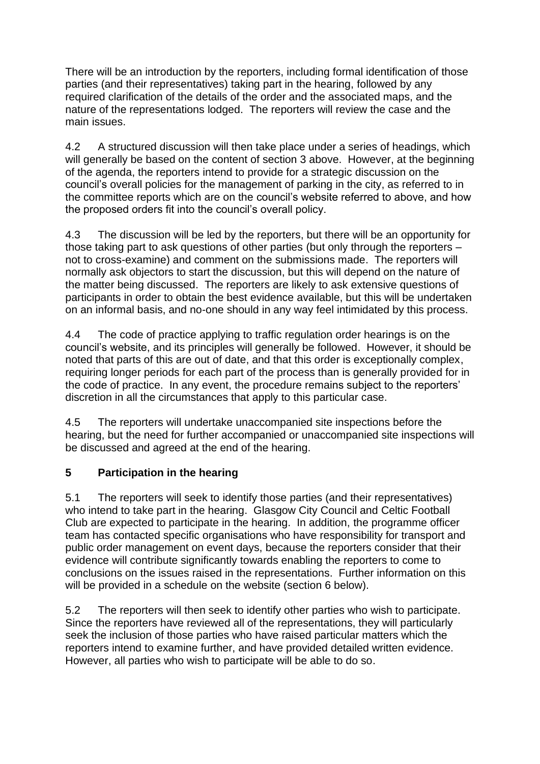There will be an introduction by the reporters, including formal identification of those parties (and their representatives) taking part in the hearing, followed by any required clarification of the details of the order and the associated maps, and the nature of the representations lodged. The reporters will review the case and the main issues.

4.2 A structured discussion will then take place under a series of headings, which will generally be based on the content of section 3 above. However, at the beginning of the agenda, the reporters intend to provide for a strategic discussion on the council's overall policies for the management of parking in the city, as referred to in the committee reports which are on the council's website referred to above, and how the proposed orders fit into the council's overall policy.

4.3 The discussion will be led by the reporters, but there will be an opportunity for those taking part to ask questions of other parties (but only through the reporters – not to cross-examine) and comment on the submissions made. The reporters will normally ask objectors to start the discussion, but this will depend on the nature of the matter being discussed. The reporters are likely to ask extensive questions of participants in order to obtain the best evidence available, but this will be undertaken on an informal basis, and no-one should in any way feel intimidated by this process.

4.4 The code of practice applying to traffic regulation order hearings is on the council's website, and its principles will generally be followed. However, it should be noted that parts of this are out of date, and that this order is exceptionally complex, requiring longer periods for each part of the process than is generally provided for in the code of practice. In any event, the procedure remains subject to the reporters' discretion in all the circumstances that apply to this particular case.

4.5 The reporters will undertake unaccompanied site inspections before the hearing, but the need for further accompanied or unaccompanied site inspections will be discussed and agreed at the end of the hearing.

## 5 Participation in the hearing

5.1 The reporters will seek to identify those parties (and their representatives) who intend to take part in the hearing. Glasgow City Council and Celtic Football Club are expected to participate in the hearing. In addition, the programme officer team has contacted specific organisations who have responsibility for transport and public order management on event days, because the reporters consider that their evidence will contribute significantly towards enabling the reporters to come to conclusions on the issues raised in the representations. Further information on this will be provided in a schedule on the website (section 6 below).

5.2 The reporters will then seek to identify other parties who wish to participate. Since the reporters have reviewed all of the representations, they will particularly seek the inclusion of those parties who have raised particular matters which the reporters intend to examine further, and have provided detailed written evidence. However, all parties who wish to participate will be able to do so.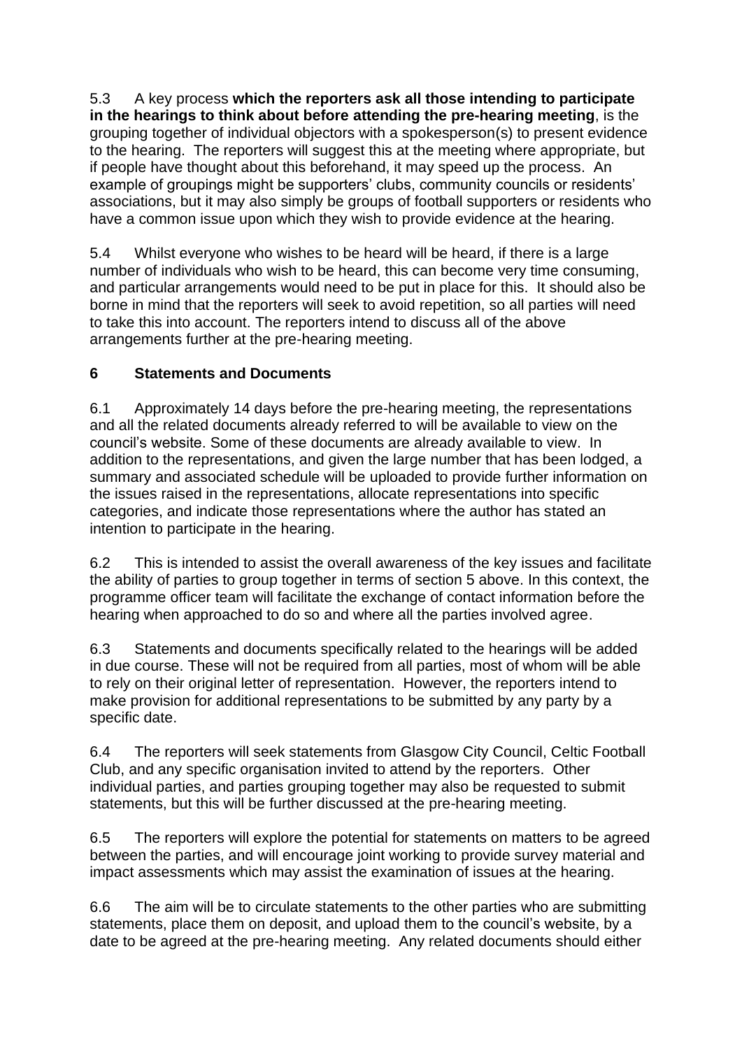5.3 A key process **which the reporters ask all those intending to participate in the hearings to think about before attending the pre-hearing meeting**, is the grouping together of individual objectors with a spokesperson(s) to present evidence to the hearing. The reporters will suggest this at the meeting where appropriate, but if people have thought about this beforehand, it may speed up the process. An example of groupings might be supporters' clubs, community councils or residents' associations, but it may also simply be groups of football supporters or residents who have a common issue upon which they wish to provide evidence at the hearing.

5.4 Whilst everyone who wishes to be heard will be heard, if there is a large number of individuals who wish to be heard, this can become very time consuming, and particular arrangements would need to be put in place for this. It should also be borne in mind that the reporters will seek to avoid repetition, so all parties will need to take this into account. The reporters intend to discuss all of the above arrangements further at the pre-hearing meeting.

## 6 Statements and Documents

6.1 Approximately 14 days before the pre-hearing meeting, the representations and all the related documents already referred to will be available to view on the council's website. Some of these documents are already available to view. In addition to the representations, and given the large number that has been lodged, a summary and associated schedule will be uploaded to provide further information on the issues raised in the representations, allocate representations into specific categories, and indicate those representations where the author has stated an intention to participate in the hearing.

6.2 This is intended to assist the overall awareness of the key issues and facilitate the ability of parties to group together in terms of section 5 above. In this context, the programme officer team will facilitate the exchange of contact information before the hearing when approached to do so and where all the parties involved agree.

6.3 Statements and documents specifically related to the hearings will be added in due course. These will not be required from all parties, most of whom will be able to rely on their original letter of representation. However, the reporters intend to make provision for additional representations to be submitted by any party by a specific date.

6.4 The reporters will seek statements from Glasgow City Council, Celtic Football Club, and any specific organisation invited to attend by the reporters. Other individual parties, and parties grouping together may also be requested to submit statements, but this will be further discussed at the pre-hearing meeting.

6.5 The reporters will explore the potential for statements on matters to be agreed between the parties, and will encourage joint working to provide survey material and impact assessments which may assist the examination of issues at the hearing.

6.6 The aim will be to circulate statements to the other parties who are submitting statements, place them on deposit, and upload them to the council's website, by a date to be agreed at the pre-hearing meeting. Any related documents should either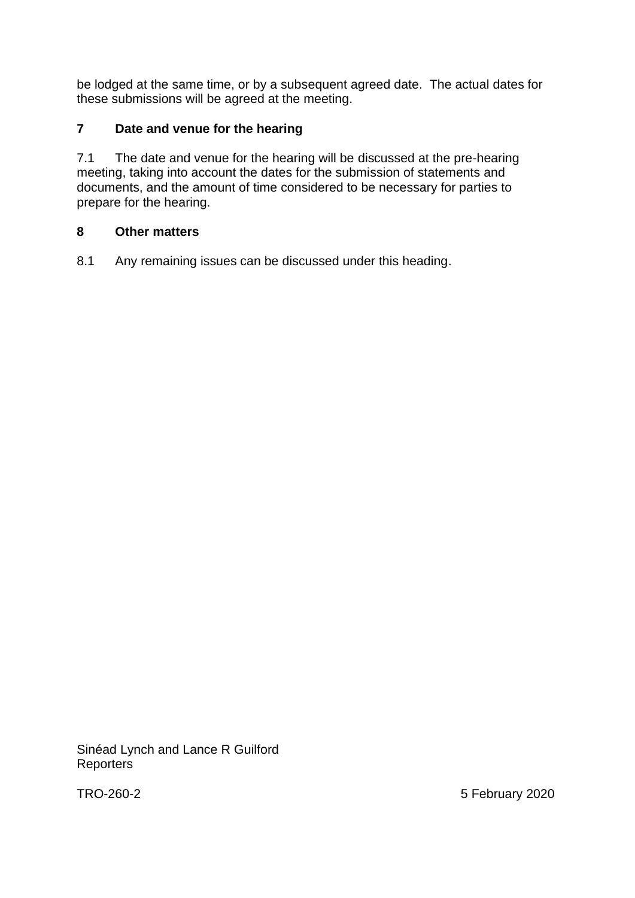be lodged at the same time, or by a subsequent agreed date. The actual dates for these submissions will be agreed at the meeting.

## 7 Date and venue for the hearing

7.1 The date and venue for the hearing will be discussed at the pre-hearing meeting, taking into account the dates for the submission of statements and documents, and the amount of time considered to be necessary for parties to prepare for the hearing.

## 8 Other matters

8.1 Any remaining issues can be discussed under this heading.

Sinéad Lynch and Lance R Guilford
Reporters

TRO-260-2 5 February 2020